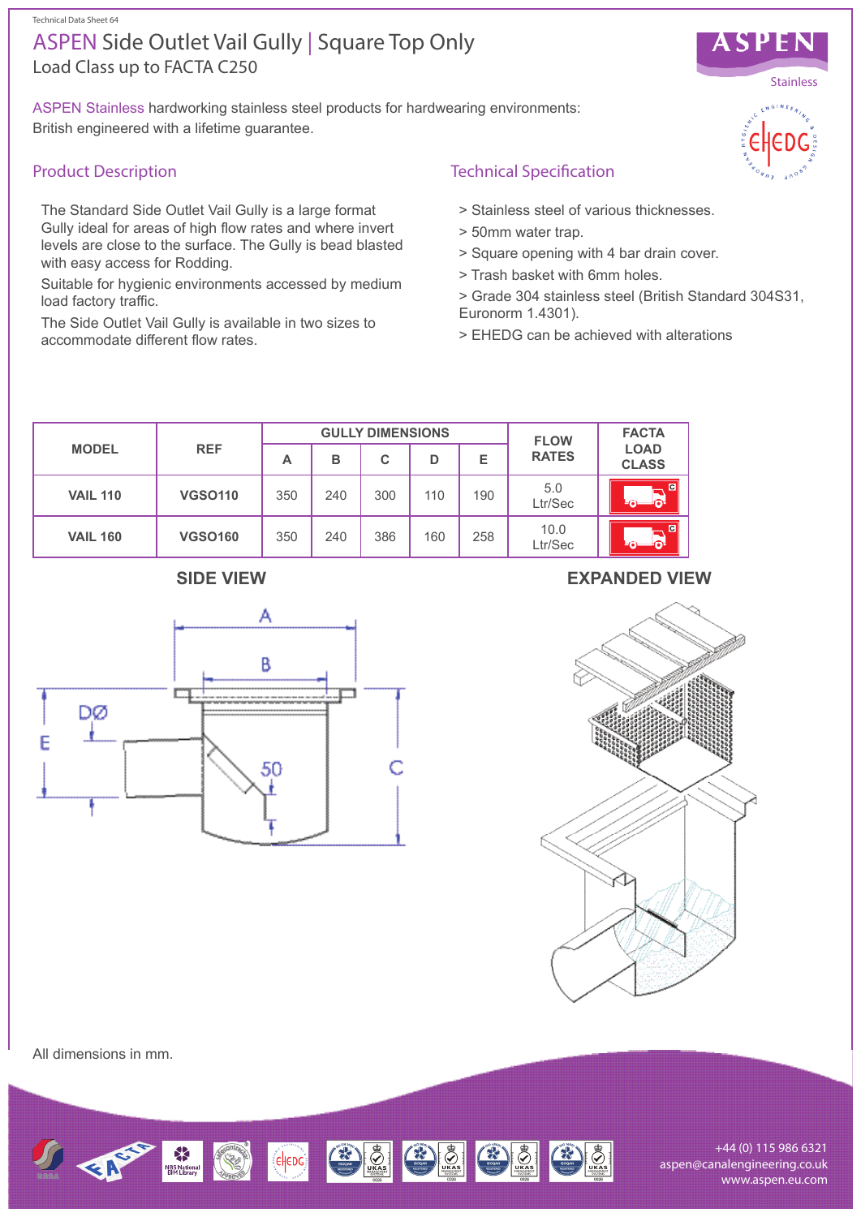Technical Data Sheet 64

# ASPEN Side Outlet Vail Gully | Square Top Only

Load Class up to FACTA C250

ASPEN Stainless hardworking stainless steel products for hardwearing environments: British engineered with a lifetime guarantee.

## Product Description

The Standard Side Outlet Vail Gully is a large format Gully ideal for areas of high flow rates and where invert levels are close to the surface. The Gully is bead blasted with easy access for Rodding.

Suitable for hygienic environments accessed by medium load factory traffic.

The Side Outlet Vail Gully is available in two sizes to accommodate different flow rates.

## Technical Specification

> Stainless steel of various thicknesses.

> 50mm water trap.

> Square opening with 4 bar drain cover.

> Trash basket with 6mm holes.

> Grade 304 stainless steel (British Standard 304S31, Euronorm 1.4301).

> EHEDG can be achieved with alterations

| MODEL | REF | GULLY DIMENSIONS | | | | | FLOW RATES | FACTA LOAD CLASS |
|---|---|---|---|---|---|---|---|---|
| | | A | B | C | D | E | | |
| VAIL 110 | VGSO110 | 350 | 240 | 300 | 110 | 190 | 5.0 Ltr/Sec | C |
| VAIL 160 | VGSO160 | 350 | 240 | 386 | 160 | 258 | 10.0 Ltr/Sec | C |

## SIDE VIEW

## EXPANDED VIEW

All dimensions in mm.

+44 (0) 115 986 6321
aspen@canalengineering.co.uk
www.aspen.eu.com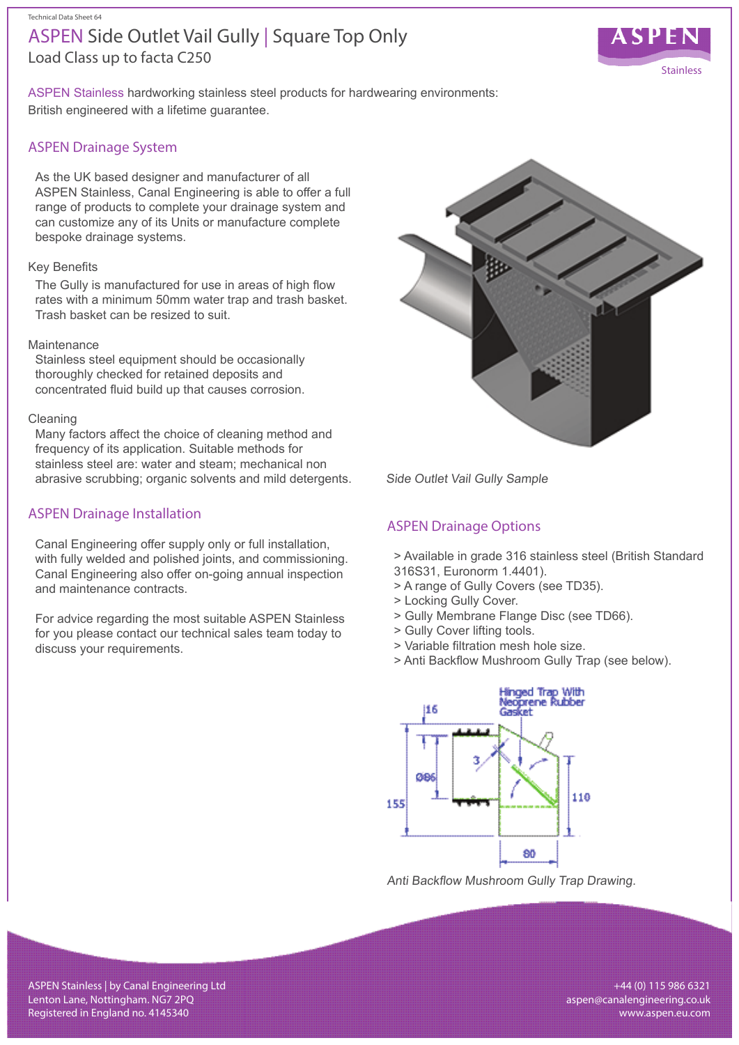Technical Data Sheet 64

# ASPEN Side Outlet Vail Gully | Square Top Only

Load Class up to facta C250

ASPEN Stainless hardworking stainless steel products for hardwearing environments: British engineered with a lifetime guarantee.

## ASPEN Drainage System

As the UK based designer and manufacturer of all ASPEN Stainless, Canal Engineering is able to offer a full range of products to complete your drainage system and can customize any of its Units or manufacture complete bespoke drainage systems.

### Key Benefits

The Gully is manufactured for use in areas of high flow rates with a minimum 50mm water trap and trash basket. Trash basket can be resized to suit.

### Maintenance

Stainless steel equipment should be occasionally thoroughly checked for retained deposits and concentrated fluid build up that causes corrosion.

### Cleaning

Many factors affect the choice of cleaning method and frequency of its application. Suitable methods for stainless steel are: water and steam; mechanical non abrasive scrubbing; organic solvents and mild detergents.

*Side Outlet Vail Gully Sample*

## ASPEN Drainage Installation

Canal Engineering offer supply only or full installation, with fully welded and polished joints, and commissioning. Canal Engineering also offer on-going annual inspection and maintenance contracts.

For advice regarding the most suitable ASPEN Stainless for you please contact our technical sales team today to discuss your requirements.

## ASPEN Drainage Options

> Available in grade 316 stainless steel (British Standard 316S31, Euronorm 1.4401).
> A range of Gully Covers (see TD35).
> Locking Gully Cover.
> Gully Membrane Flange Disc (see TD66).
> Gully Cover lifting tools.
> Variable filtration mesh hole size.
> Anti Backflow Mushroom Gully Trap (see below).

Hinged Trap With Neoprene Rubber Gasket
16
3
Ø86
155
110
80

*Anti Backflow Mushroom Gully Trap Drawing.*

ASPEN Stainless | by Canal Engineering Ltd
Lenton Lane, Nottingham. NG7 2PQ
Registered in England no. 4145340

+44 (0) 115 986 6321
aspen@canalengineering.co.uk
www.aspen.eu.com